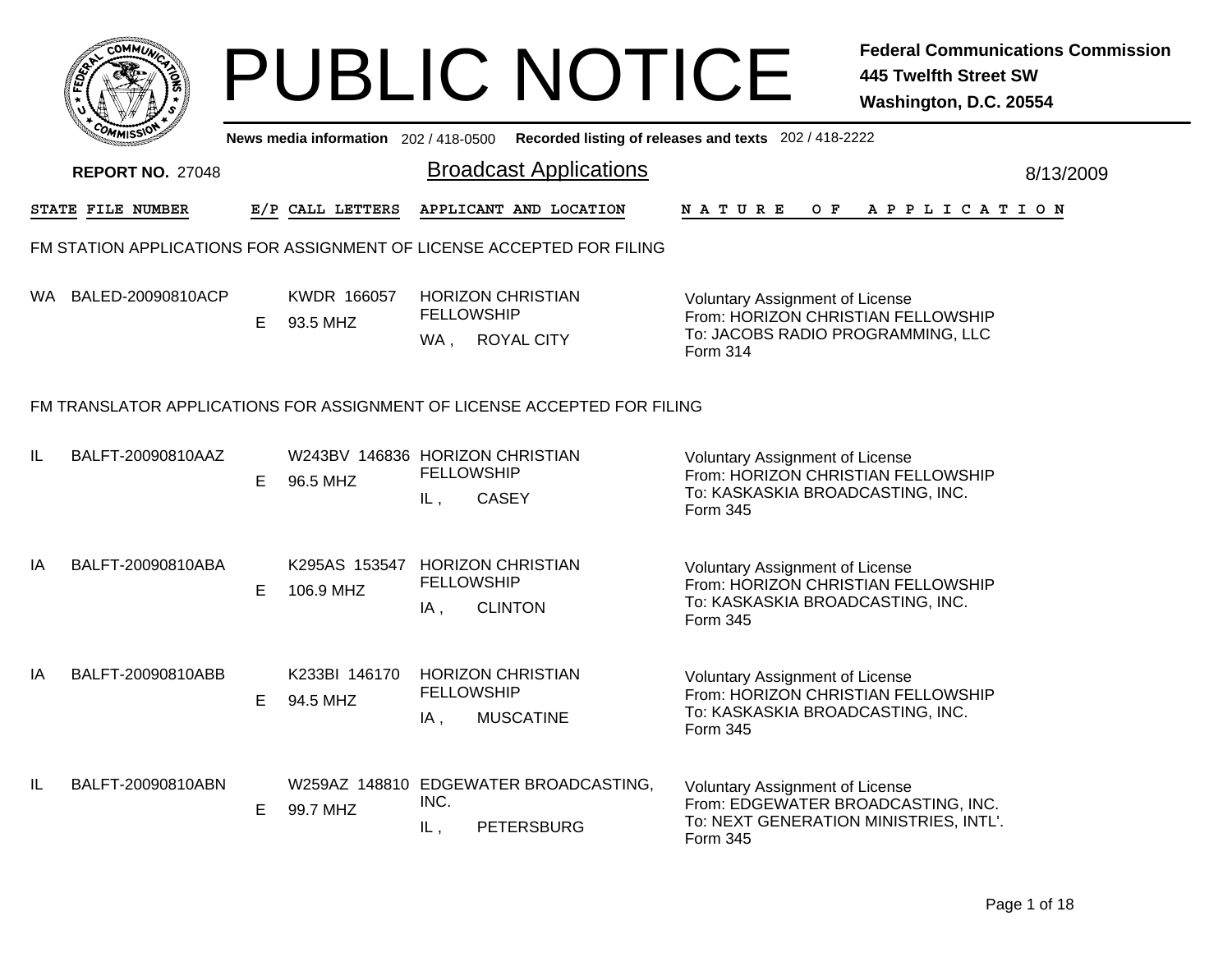# PUBLIC NOTICE

**Federal Communications Commission**
**445 Twelfth Street SW**
**Washington, D.C. 20554**

**News media information** 202 / 418-0500 **Recorded listing of releases and texts** 202 / 418-2222

**REPORT NO.** 27048

## Broadcast Applications

8/13/2009

| STATE | FILE NUMBER | E/P | CALL LETTERS | APPLICANT AND LOCATION | NATURE OF APPLICATION |
|---|---|---|---|---|---|

### FM STATION APPLICATIONS FOR ASSIGNMENT OF LICENSE ACCEPTED FOR FILING

| STATE | FILE NUMBER | E/P | CALL LETTERS | APPLICANT AND LOCATION | NATURE OF APPLICATION |
|---|---|---|---|---|---|
| WA | BALED-20090810ACP | E | KWDR 166057<br>93.5 MHZ | HORIZON CHRISTIAN FELLOWSHIP<br>WA , ROYAL CITY | Voluntary Assignment of License<br>From: HORIZON CHRISTIAN FELLOWSHIP<br>To: JACOBS RADIO PROGRAMMING, LLC<br>Form 314 |

### FM TRANSLATOR APPLICATIONS FOR ASSIGNMENT OF LICENSE ACCEPTED FOR FILING

| STATE | FILE NUMBER | E/P | CALL LETTERS | APPLICANT AND LOCATION | NATURE OF APPLICATION |
|---|---|---|---|---|---|
| IL | BALFT-20090810AAZ | E | W243BV 146836<br>96.5 MHZ | HORIZON CHRISTIAN FELLOWSHIP<br>IL , CASEY | Voluntary Assignment of License<br>From: HORIZON CHRISTIAN FELLOWSHIP<br>To: KASKASKIA BROADCASTING, INC.<br>Form 345 |
| IA | BALFT-20090810ABA | E | K295AS 153547<br>106.9 MHZ | HORIZON CHRISTIAN FELLOWSHIP<br>IA , CLINTON | Voluntary Assignment of License<br>From: HORIZON CHRISTIAN FELLOWSHIP<br>To: KASKASKIA BROADCASTING, INC.<br>Form 345 |
| IA | BALFT-20090810ABB | E | K233BI 146170<br>94.5 MHZ | HORIZON CHRISTIAN FELLOWSHIP<br>IA , MUSCATINE | Voluntary Assignment of License<br>From: HORIZON CHRISTIAN FELLOWSHIP<br>To: KASKASKIA BROADCASTING, INC.<br>Form 345 |
| IL | BALFT-20090810ABN | E | W259AZ 148810<br>99.7 MHZ | EDGEWATER BROADCASTING, INC.<br>IL , PETERSBURG | Voluntary Assignment of License<br>From: EDGEWATER BROADCASTING, INC.<br>To: NEXT GENERATION MINISTRIES, INTL'.<br>Form 345 |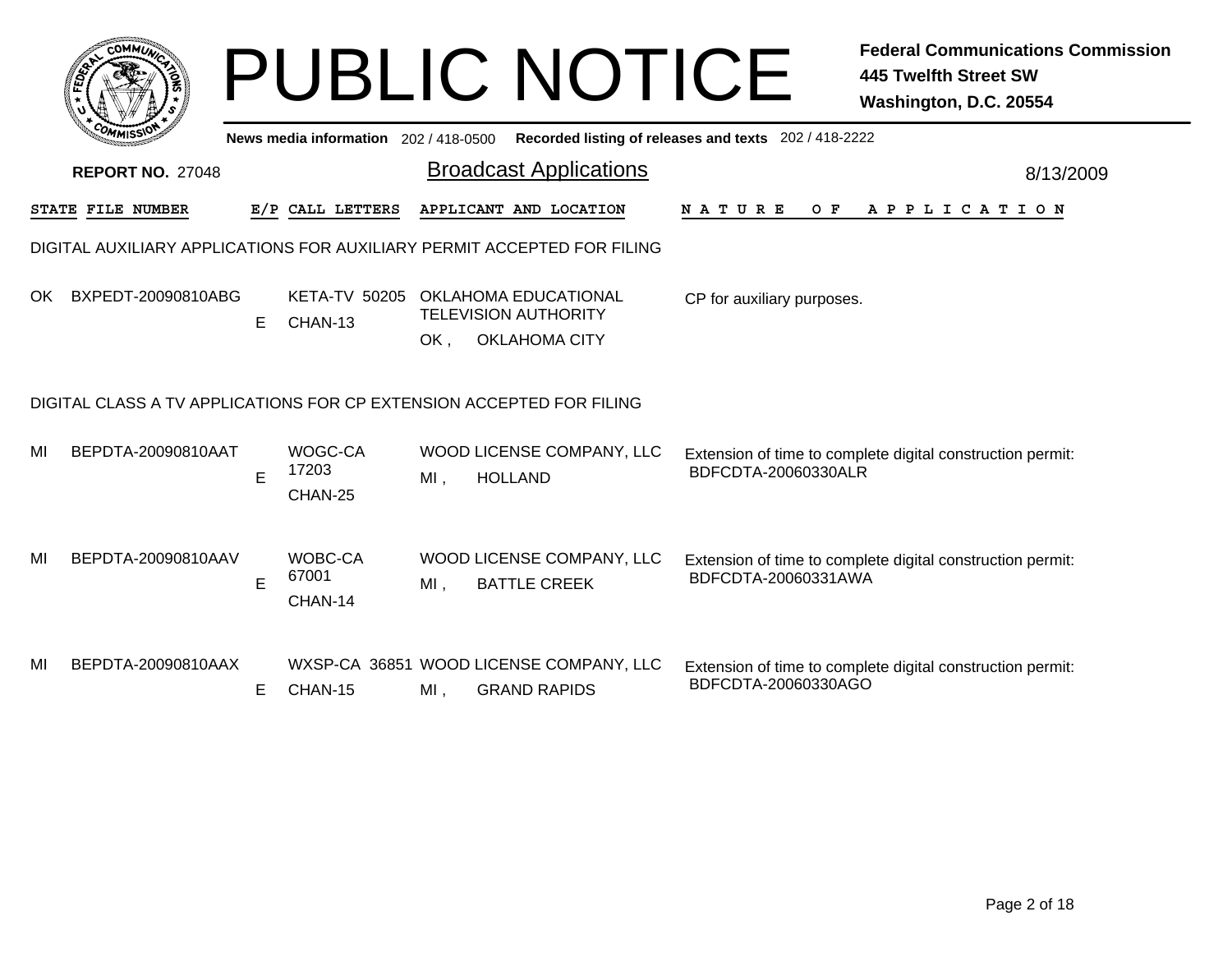# PUBLIC NOTICE

**Federal Communications Commission**
**445 Twelfth Street SW**
**Washington, D.C. 20554**

**News media information** 202 / 418-0500 **Recorded listing of releases and texts** 202 / 418-2222

**REPORT NO.** 27048

## Broadcast Applications

8/13/2009

| STATE | FILE NUMBER | E/P | CALL LETTERS | APPLICANT AND LOCATION | NATURE OF APPLICATION |
|---|---|---|---|---|---|

### DIGITAL AUXILIARY APPLICATIONS FOR AUXILIARY PERMIT ACCEPTED FOR FILING

| STATE | FILE NUMBER | E/P | CALL LETTERS | APPLICANT AND LOCATION | NATURE OF APPLICATION |
|---|---|---|---|---|---|
| OK | BXPEDT-20090810ABG | E | KETA-TV 50205 CHAN-13 | OKLAHOMA EDUCATIONAL TELEVISION AUTHORITY OK , OKLAHOMA CITY | CP for auxiliary purposes. |

### DIGITAL CLASS A TV APPLICATIONS FOR CP EXTENSION ACCEPTED FOR FILING

| STATE | FILE NUMBER | E/P | CALL LETTERS | APPLICANT AND LOCATION | NATURE OF APPLICATION |
|---|---|---|---|---|---|
| MI | BEPDTA-20090810AAT | E | WOGC-CA 17203 CHAN-25 | WOOD LICENSE COMPANY, LLC MI , HOLLAND | Extension of time to complete digital construction permit: BDFCDTA-20060330ALR |
| MI | BEPDTA-20090810AAV | E | WOBC-CA 67001 CHAN-14 | WOOD LICENSE COMPANY, LLC MI , BATTLE CREEK | Extension of time to complete digital construction permit: BDFCDTA-20060331AWA |
| MI | BEPDTA-20090810AAX | E | WXSP-CA 36851 CHAN-15 | WOOD LICENSE COMPANY, LLC MI , GRAND RAPIDS | Extension of time to complete digital construction permit: BDFCDTA-20060330AGO |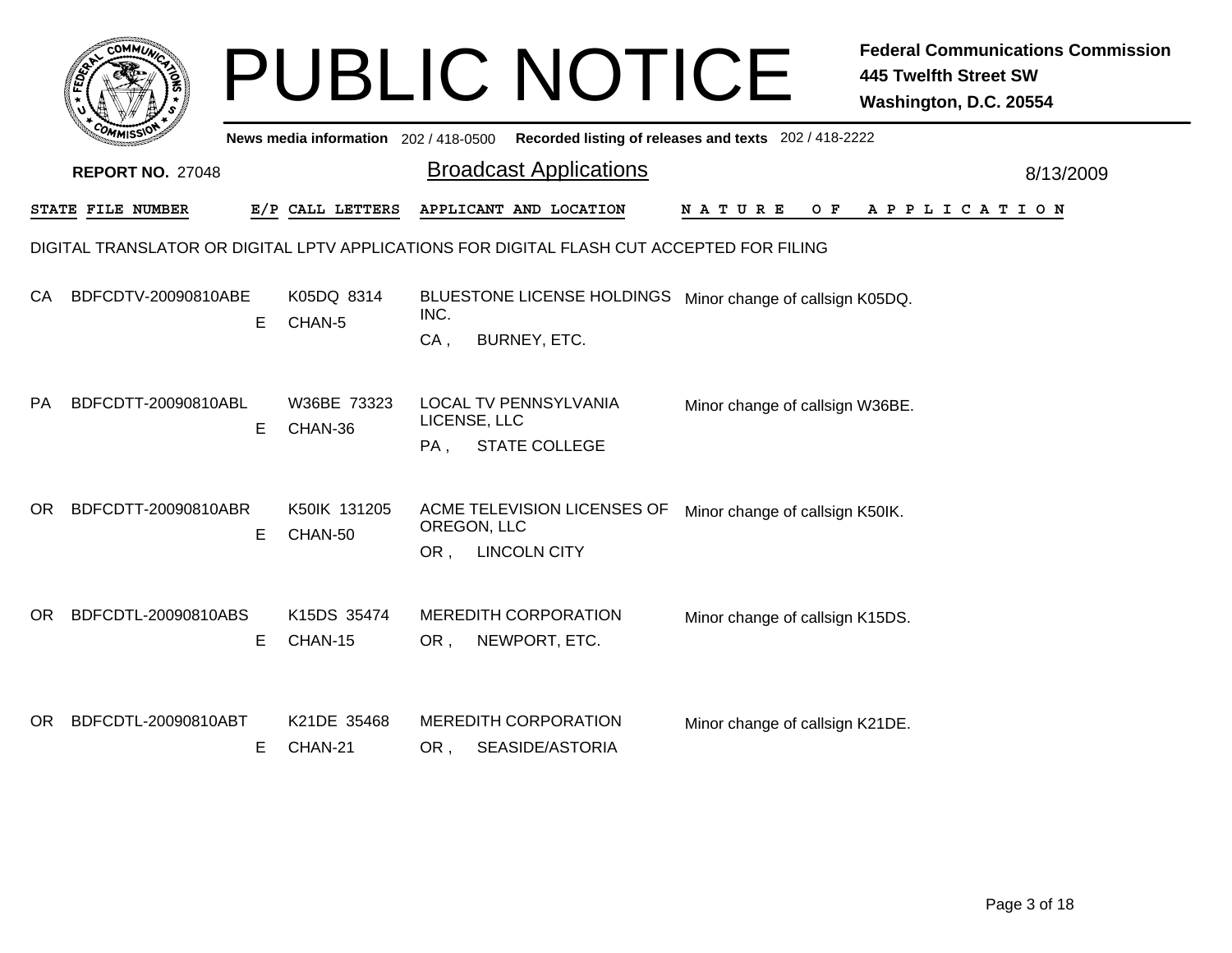# PUBLIC NOTICE

**Federal Communications Commission**
**445 Twelfth Street SW**
**Washington, D.C. 20554**

News media information 202 / 418-0500 Recorded listing of releases and texts 202 / 418-2222

**REPORT NO.** 27048

## Broadcast Applications

8/13/2009

| STATE | FILE NUMBER | E/P | CALL LETTERS | APPLICANT AND LOCATION | NATURE OF APPLICATION |
|---|---|---|---|---|---|

DIGITAL TRANSLATOR OR DIGITAL LPTV APPLICATIONS FOR DIGITAL FLASH CUT ACCEPTED FOR FILING

| STATE | FILE NUMBER | E/P | CALL LETTERS | APPLICANT AND LOCATION | NATURE OF APPLICATION |
|---|---|---|---|---|---|
| CA | BDFCDTV-20090810ABE | E | K05DQ 8314 CHAN-5 | BLUESTONE LICENSE HOLDINGS INC. CA , BURNEY, ETC. | Minor change of callsign K05DQ. |
| PA | BDFCDTT-20090810ABL | E | W36BE 73323 CHAN-36 | LOCAL TV PENNSYLVANIA LICENSE, LLC PA , STATE COLLEGE | Minor change of callsign W36BE. |
| OR | BDFCDTT-20090810ABR | E | K50IK 131205 CHAN-50 | ACME TELEVISION LICENSES OF OREGON, LLC OR , LINCOLN CITY | Minor change of callsign K50IK. |
| OR | BDFCDTL-20090810ABS | E | K15DS 35474 CHAN-15 | MEREDITH CORPORATION OR , NEWPORT, ETC. | Minor change of callsign K15DS. |
| OR | BDFCDTL-20090810ABT | E | K21DE 35468 CHAN-21 | MEREDITH CORPORATION OR , SEASIDE/ASTORIA | Minor change of callsign K21DE. |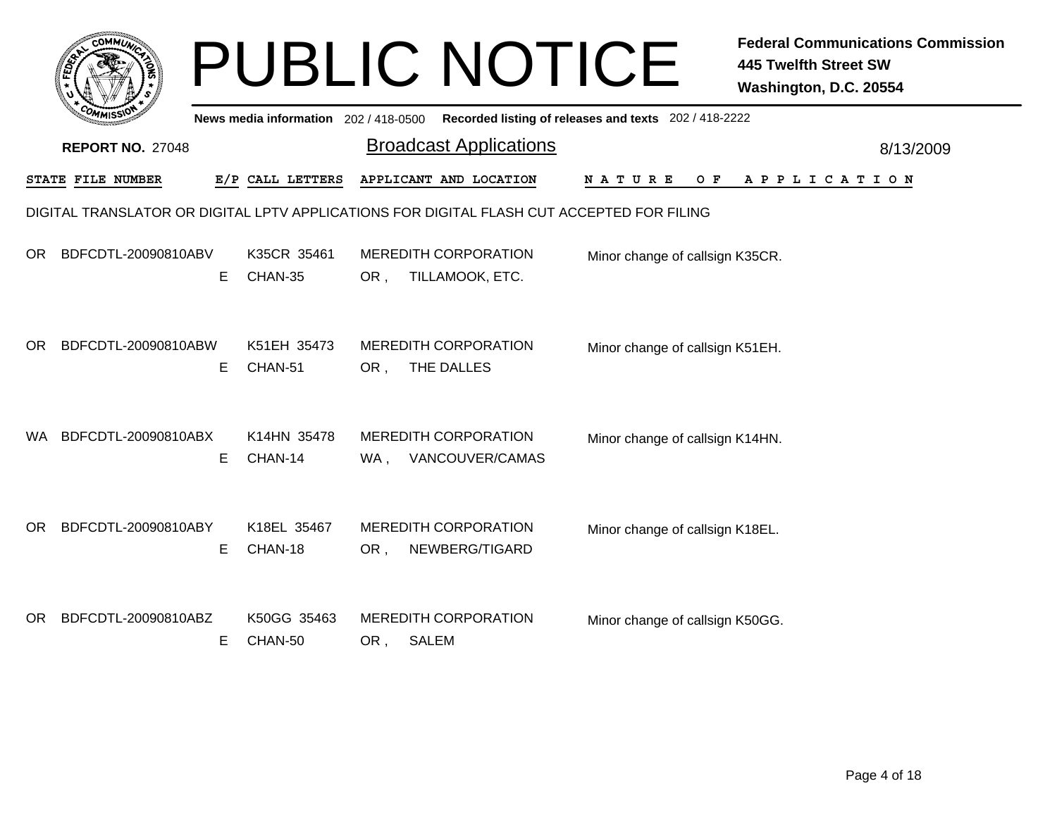# PUBLIC NOTICE

**Federal Communications Commission**
**445 Twelfth Street SW**
**Washington, D.C. 20554**

News media information 202 / 418-0500 Recorded listing of releases and texts 202 / 418-2222

**REPORT NO.** 27048

## Broadcast Applications

8/13/2009

| STATE | FILE NUMBER | E/P | CALL LETTERS | APPLICANT AND LOCATION | NATURE OF APPLICATION |
|---|---|---|---|---|---|

DIGITAL TRANSLATOR OR DIGITAL LPTV APPLICATIONS FOR DIGITAL FLASH CUT ACCEPTED FOR FILING

| STATE | FILE NUMBER | E/P | CALL LETTERS | APPLICANT AND LOCATION | NATURE OF APPLICATION |
|---|---|---|---|---|---|
| OR | BDFCDTL-20090810ABV | E | K35CR 35461<br>CHAN-35 | MEREDITH CORPORATION<br>OR , TILLAMOOK, ETC. | Minor change of callsign K35CR. |
| OR | BDFCDTL-20090810ABW | E | K51EH 35473<br>CHAN-51 | MEREDITH CORPORATION<br>OR , THE DALLES | Minor change of callsign K51EH. |
| WA | BDFCDTL-20090810ABX | E | K14HN 35478<br>CHAN-14 | MEREDITH CORPORATION<br>WA , VANCOUVER/CAMAS | Minor change of callsign K14HN. |
| OR | BDFCDTL-20090810ABY | E | K18EL 35467<br>CHAN-18 | MEREDITH CORPORATION<br>OR , NEWBERG/TIGARD | Minor change of callsign K18EL. |
| OR | BDFCDTL-20090810ABZ | E | K50GG 35463<br>CHAN-50 | MEREDITH CORPORATION<br>OR , SALEM | Minor change of callsign K50GG. |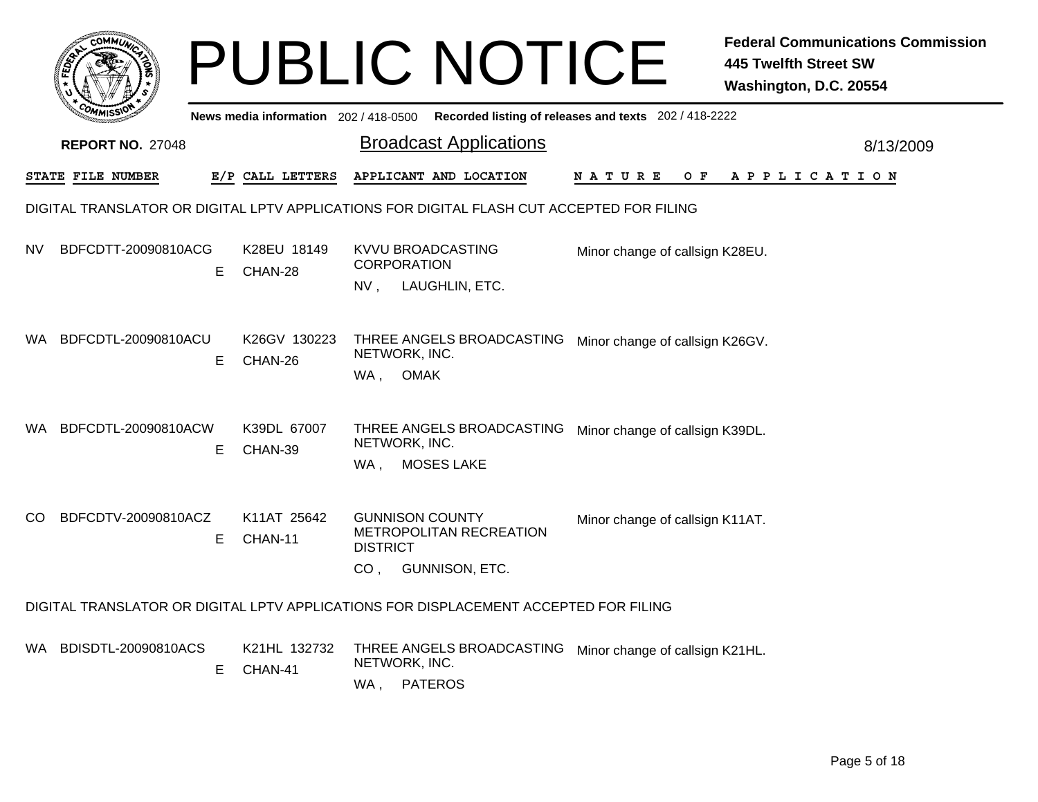# PUBLIC NOTICE

**Federal Communications Commission**
**445 Twelfth Street SW**
**Washington, D.C. 20554**

News media information 202 / 418-0500 Recorded listing of releases and texts 202 / 418-2222

**REPORT NO.** 27048

## Broadcast Applications

8/13/2009

| STATE | FILE NUMBER | E/P | CALL LETTERS | APPLICANT AND LOCATION | NATURE OF APPLICATION |
|---|---|---|---|---|---|

### DIGITAL TRANSLATOR OR DIGITAL LPTV APPLICATIONS FOR DIGITAL FLASH CUT ACCEPTED FOR FILING

| STATE | FILE NUMBER | E/P | CALL LETTERS | APPLICANT AND LOCATION | NATURE OF APPLICATION |
|---|---|---|---|---|---|
| NV | BDFCDTT-20090810ACG | E | K28EU 18149 CHAN-28 | KVVU BROADCASTING CORPORATION NV , LAUGHLIN, ETC. | Minor change of callsign K28EU. |
| WA | BDFCDTL-20090810ACU | E | K26GV 130223 CHAN-26 | THREE ANGELS BROADCASTING NETWORK, INC. WA , OMAK | Minor change of callsign K26GV. |
| WA | BDFCDTL-20090810ACW | E | K39DL 67007 CHAN-39 | THREE ANGELS BROADCASTING NETWORK, INC. WA , MOSES LAKE | Minor change of callsign K39DL. |
| CO | BDFCDTV-20090810ACZ | E | K11AT 25642 CHAN-11 | GUNNISON COUNTY METROPOLITAN RECREATION DISTRICT CO , GUNNISON, ETC. | Minor change of callsign K11AT. |

### DIGITAL TRANSLATOR OR DIGITAL LPTV APPLICATIONS FOR DISPLACEMENT ACCEPTED FOR FILING

| STATE | FILE NUMBER | E/P | CALL LETTERS | APPLICANT AND LOCATION | NATURE OF APPLICATION |
|---|---|---|---|---|---|
| WA | BDISDTL-20090810ACS | E | K21HL 132732 CHAN-41 | THREE ANGELS BROADCASTING NETWORK, INC. WA , PATEROS | Minor change of callsign K21HL. |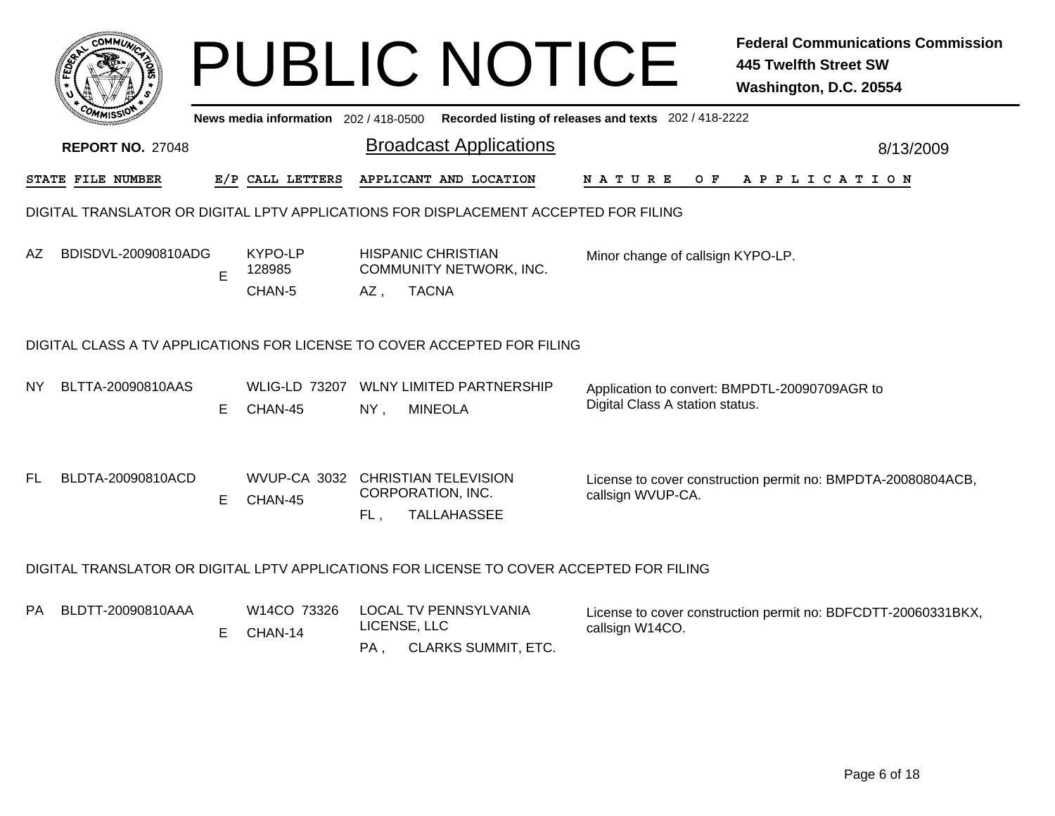# PUBLIC NOTICE

**Federal Communications Commission**
**445 Twelfth Street SW**
**Washington, D.C. 20554**

News media information 202 / 418-0500 Recorded listing of releases and texts 202 / 418-2222

**REPORT NO.** 27048

## Broadcast Applications

8/13/2009

DIGITAL TRANSLATOR OR DIGITAL LPTV APPLICATIONS FOR DISPLACEMENT ACCEPTED FOR FILING

| STATE | FILE NUMBER | E/P | CALL LETTERS | APPLICANT AND LOCATION | NATURE OF APPLICATION |
|---|---|---|---|---|---|
| AZ | BDISDVL-20090810ADG | E | KYPO-LP 128985 CHAN-5 | HISPANIC CHRISTIAN COMMUNITY NETWORK, INC. AZ , TACNA | Minor change of callsign KYPO-LP. |

DIGITAL CLASS A TV APPLICATIONS FOR LICENSE TO COVER ACCEPTED FOR FILING

| STATE | FILE NUMBER | E/P | CALL LETTERS | APPLICANT AND LOCATION | NATURE OF APPLICATION |
|---|---|---|---|---|---|
| NY | BLTTA-20090810AAS | E | WLIG-LD 73207 CHAN-45 | WLNY LIMITED PARTNERSHIP NY , MINEOLA | Application to convert: BMPDTL-20090709AGR to Digital Class A station status. |
| FL | BLDTA-20090810ACD | E | WVUP-CA 3032 CHAN-45 | CHRISTIAN TELEVISION CORPORATION, INC. FL , TALLAHASSEE | License to cover construction permit no: BMPDTA-20080804ACB, callsign WVUP-CA. |

DIGITAL TRANSLATOR OR DIGITAL LPTV APPLICATIONS FOR LICENSE TO COVER ACCEPTED FOR FILING

| STATE | FILE NUMBER | E/P | CALL LETTERS | APPLICANT AND LOCATION | NATURE OF APPLICATION |
|---|---|---|---|---|---|
| PA | BLDTT-20090810AAA | E | W14CO 73326 CHAN-14 | LOCAL TV PENNSYLVANIA LICENSE, LLC PA , CLARKS SUMMIT, ETC. | License to cover construction permit no: BDFCDTT-20060331BKX, callsign W14CO. |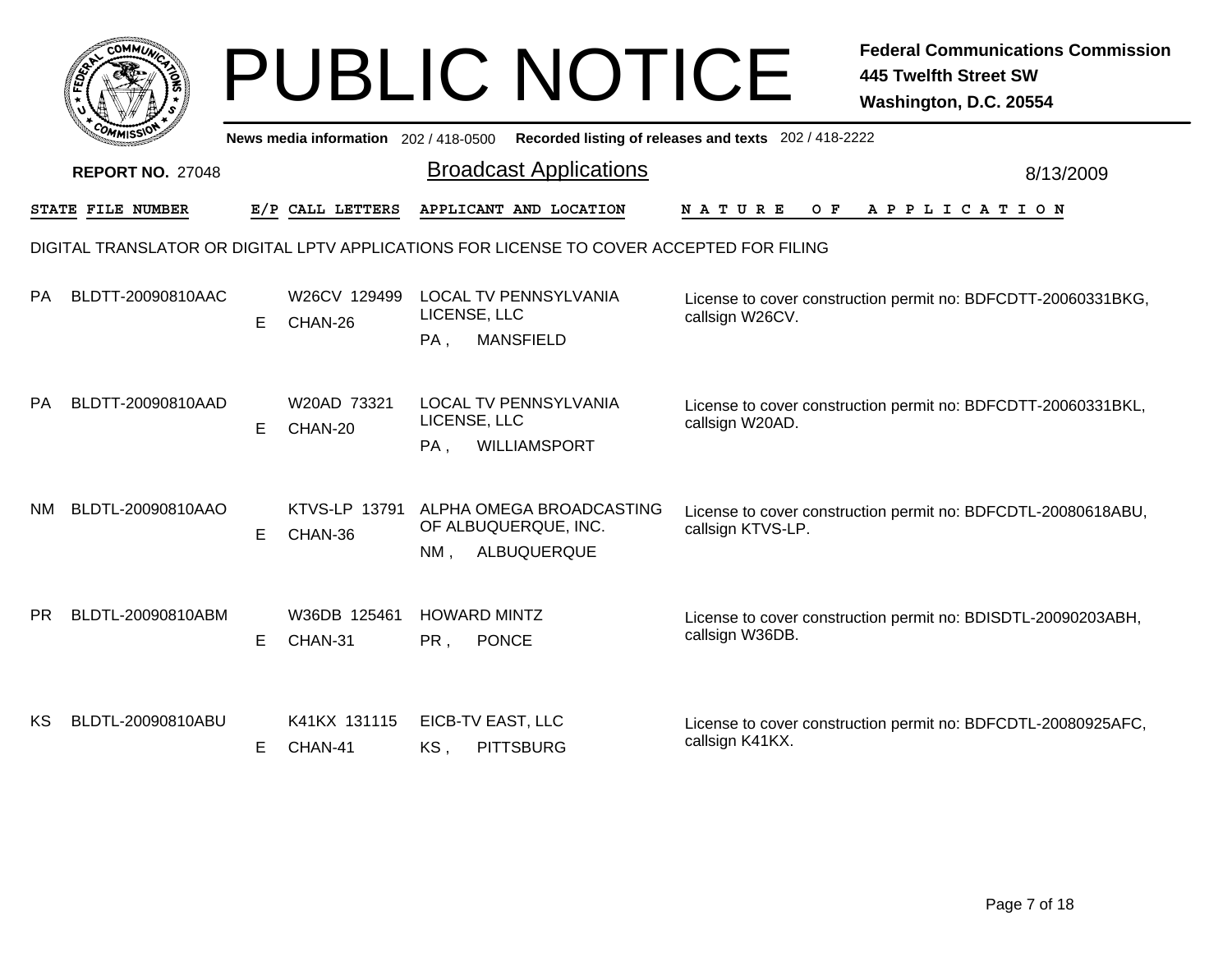# PUBLIC NOTICE

**Federal Communications Commission**
**445 Twelfth Street SW**
**Washington, D.C. 20554**

News media information 202 / 418-0500 Recorded listing of releases and texts 202 / 418-2222

**REPORT NO.** 27048

## Broadcast Applications

8/13/2009

DIGITAL TRANSLATOR OR DIGITAL LPTV APPLICATIONS FOR LICENSE TO COVER ACCEPTED FOR FILING

| STATE | FILE NUMBER | E/P | CALL LETTERS | APPLICANT AND LOCATION | NATURE OF APPLICATION |
|---|---|---|---|---|---|
| PA | BLDTT-20090810AAC | E | W26CV 129499 CHAN-26 | LOCAL TV PENNSYLVANIA LICENSE, LLC PA , MANSFIELD | License to cover construction permit no: BDFCDTT-20060331BKG, callsign W26CV. |
| PA | BLDTT-20090810AAD | E | W20AD 73321 CHAN-20 | LOCAL TV PENNSYLVANIA LICENSE, LLC PA , WILLIAMSPORT | License to cover construction permit no: BDFCDTT-20060331BKL, callsign W20AD. |
| NM | BLDTL-20090810AAO | E | KTVS-LP 13791 CHAN-36 | ALPHA OMEGA BROADCASTING OF ALBUQUERQUE, INC. NM , ALBUQUERQUE | License to cover construction permit no: BDFCDTL-20080618ABU, callsign KTVS-LP. |
| PR | BLDTL-20090810ABM | E | W36DB 125461 CHAN-31 | HOWARD MINTZ PR , PONCE | License to cover construction permit no: BDISDTL-20090203ABH, callsign W36DB. |
| KS | BLDTL-20090810ABU | E | K41KX 131115 CHAN-41 | EICB-TV EAST, LLC KS , PITTSBURG | License to cover construction permit no: BDFCDTL-20080925AFC, callsign K41KX. |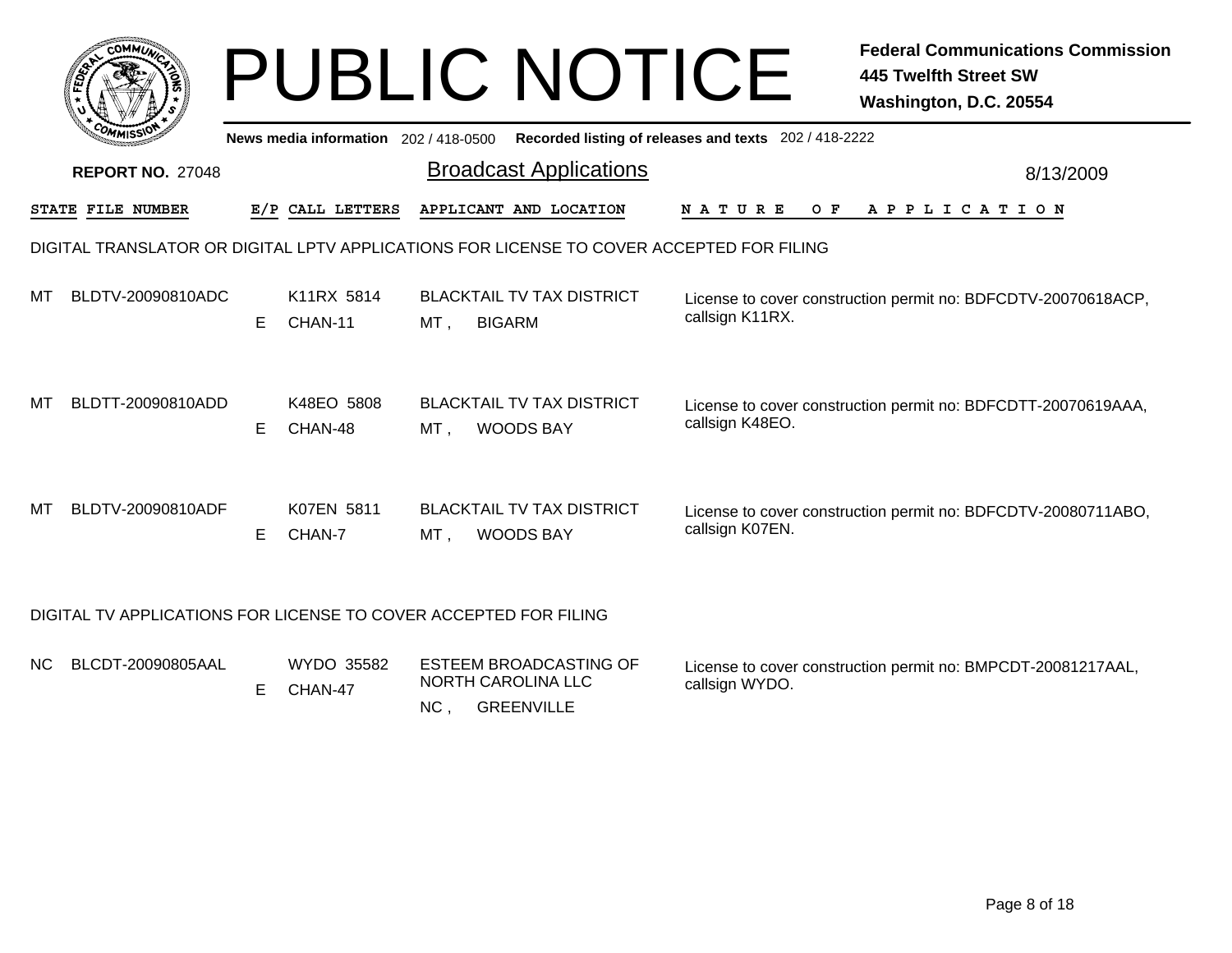# PUBLIC NOTICE

**Federal Communications Commission**
**445 Twelfth Street SW**
**Washington, D.C. 20554**

News media information 202 / 418-0500 Recorded listing of releases and texts 202 / 418-2222

**REPORT NO.** 27048

## Broadcast Applications

8/13/2009

### DIGITAL TRANSLATOR OR DIGITAL LPTV APPLICATIONS FOR LICENSE TO COVER ACCEPTED FOR FILING

| STATE | FILE NUMBER | E/P | CALL LETTERS | APPLICANT AND LOCATION | NATURE OF APPLICATION |
|---|---|---|---|---|---|
| MT | BLDTV-20090810ADC | E | K11RX 5814 CHAN-11 | BLACKTAIL TV TAX DISTRICT MT , BIGARM | License to cover construction permit no: BDFCDTV-20070618ACP, callsign K11RX. |
| MT | BLDTT-20090810ADD | E | K48EO 5808 CHAN-48 | BLACKTAIL TV TAX DISTRICT MT , WOODS BAY | License to cover construction permit no: BDFCDTT-20070619AAA, callsign K48EO. |
| MT | BLDTV-20090810ADF | E | K07EN 5811 CHAN-7 | BLACKTAIL TV TAX DISTRICT MT , WOODS BAY | License to cover construction permit no: BDFCDTV-20080711ABO, callsign K07EN. |

### DIGITAL TV APPLICATIONS FOR LICENSE TO COVER ACCEPTED FOR FILING

| STATE | FILE NUMBER | E/P | CALL LETTERS | APPLICANT AND LOCATION | NATURE OF APPLICATION |
|---|---|---|---|---|---|
| NC | BLCDT-20090805AAL | E | WYDO 35582 CHAN-47 | ESTEEM BROADCASTING OF NORTH CAROLINA LLC NC , GREENVILLE | License to cover construction permit no: BMPCDT-20081217AAL, callsign WYDO. |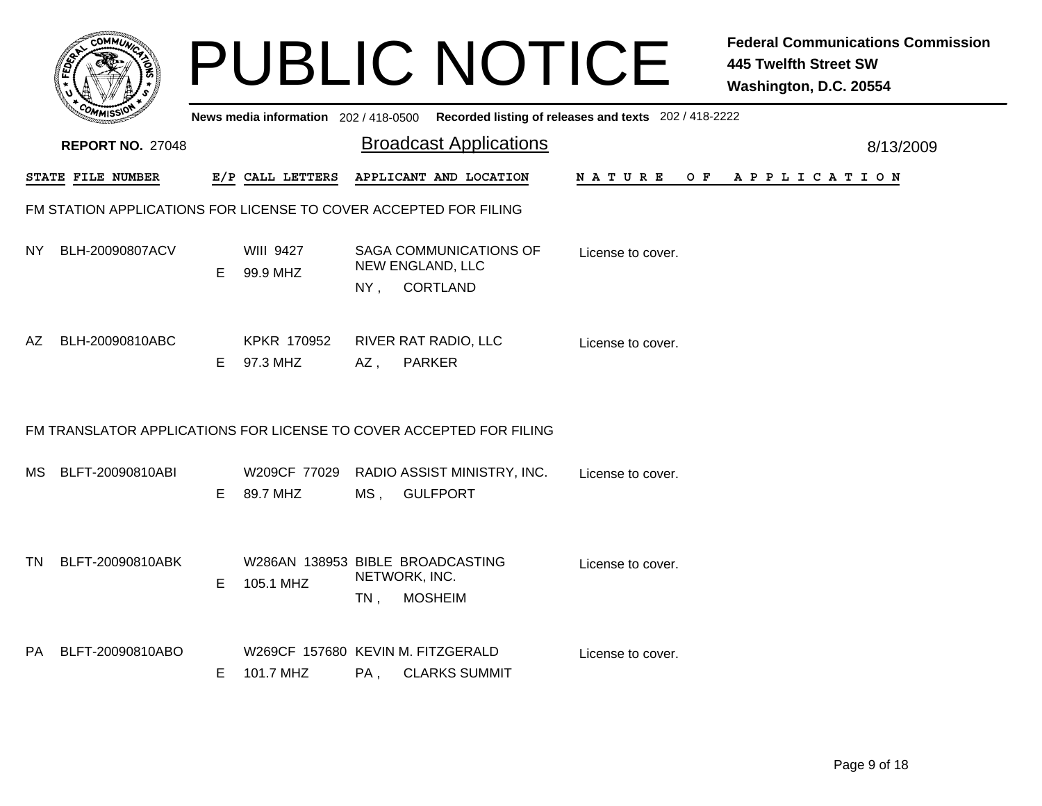# PUBLIC NOTICE

**Federal Communications Commission**
**445 Twelfth Street SW**
**Washington, D.C. 20554**

**News media information** 202 / 418-0500 **Recorded listing of releases and texts** 202 / 418-2222

**REPORT NO.** 27048

## Broadcast Applications

8/13/2009

### FM STATION APPLICATIONS FOR LICENSE TO COVER ACCEPTED FOR FILING

| STATE | FILE NUMBER | E/P | CALL LETTERS | APPLICANT AND LOCATION | NATURE OF APPLICATION |
|---|---|---|---|---|---|
| NY | BLH-20090807ACV | E | WIII 9427<br>99.9 MHZ | SAGA COMMUNICATIONS OF NEW ENGLAND, LLC<br>NY , CORTLAND | License to cover. |
| AZ | BLH-20090810ABC | E | KPKR 170952<br>97.3 MHZ | RIVER RAT RADIO, LLC<br>AZ , PARKER | License to cover. |

### FM TRANSLATOR APPLICATIONS FOR LICENSE TO COVER ACCEPTED FOR FILING

| STATE | FILE NUMBER | E/P | CALL LETTERS | APPLICANT AND LOCATION | NATURE OF APPLICATION |
|---|---|---|---|---|---|
| MS | BLFT-20090810ABI | E | W209CF 77029<br>89.7 MHZ | RADIO ASSIST MINISTRY, INC.<br>MS , GULFPORT | License to cover. |
| TN | BLFT-20090810ABK | E | W286AN 138953<br>105.1 MHZ | BIBLE BROADCASTING NETWORK, INC.<br>TN , MOSHEIM | License to cover. |
| PA | BLFT-20090810ABO | E | W269CF 157680<br>101.7 MHZ | KEVIN M. FITZGERALD<br>PA , CLARKS SUMMIT | License to cover. |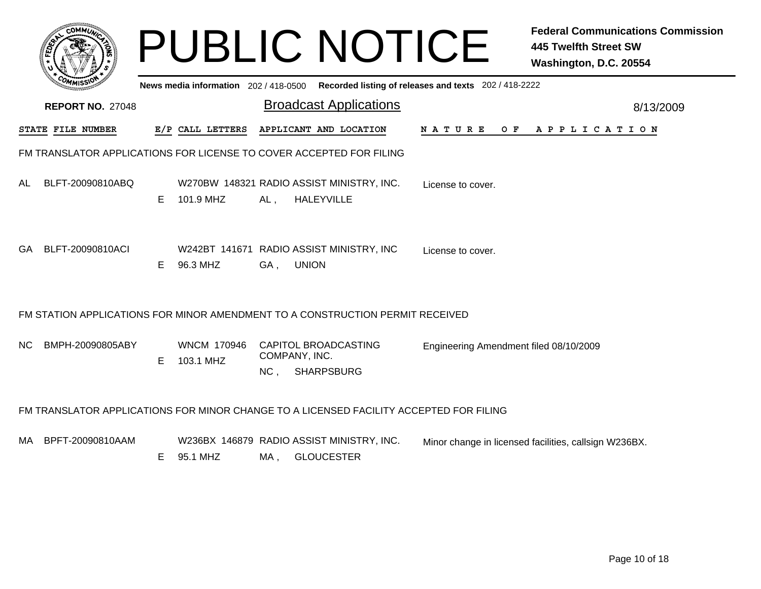# PUBLIC NOTICE

**Federal Communications Commission**
**445 Twelfth Street SW**
**Washington, D.C. 20554**

News media information 202 / 418-0500 Recorded listing of releases and texts 202 / 418-2222

**REPORT NO.** 27048

## Broadcast Applications

8/13/2009

| STATE | FILE NUMBER | E/P | CALL LETTERS | APPLICANT AND LOCATION | NATURE OF APPLICATION |
|---|---|---|---|---|---|

### FM TRANSLATOR APPLICATIONS FOR LICENSE TO COVER ACCEPTED FOR FILING

| STATE | FILE NUMBER | E/P | CALL LETTERS | APPLICANT AND LOCATION | NATURE OF APPLICATION |
|---|---|---|---|---|---|
| AL | BLFT-20090810ABQ | E | W270BW 148321<br>101.9 MHZ | RADIO ASSIST MINISTRY, INC.<br>AL , HALEYVILLE | License to cover. |
| GA | BLFT-20090810ACI | E | W242BT 141671<br>96.3 MHZ | RADIO ASSIST MINISTRY, INC<br>GA , UNION | License to cover. |

### FM STATION APPLICATIONS FOR MINOR AMENDMENT TO A CONSTRUCTION PERMIT RECEIVED

| STATE | FILE NUMBER | E/P | CALL LETTERS | APPLICANT AND LOCATION | NATURE OF APPLICATION |
|---|---|---|---|---|---|
| NC | BMPH-20090805ABY | E | WNCM 170946<br>103.1 MHZ | CAPITOL BROADCASTING COMPANY, INC.<br>NC , SHARPSBURG | Engineering Amendment filed 08/10/2009 |

### FM TRANSLATOR APPLICATIONS FOR MINOR CHANGE TO A LICENSED FACILITY ACCEPTED FOR FILING

| STATE | FILE NUMBER | E/P | CALL LETTERS | APPLICANT AND LOCATION | NATURE OF APPLICATION |
|---|---|---|---|---|---|
| MA | BPFT-20090810AAM | E | W236BX 146879<br>95.1 MHZ | RADIO ASSIST MINISTRY, INC.<br>MA , GLOUCESTER | Minor change in licensed facilities, callsign W236BX. |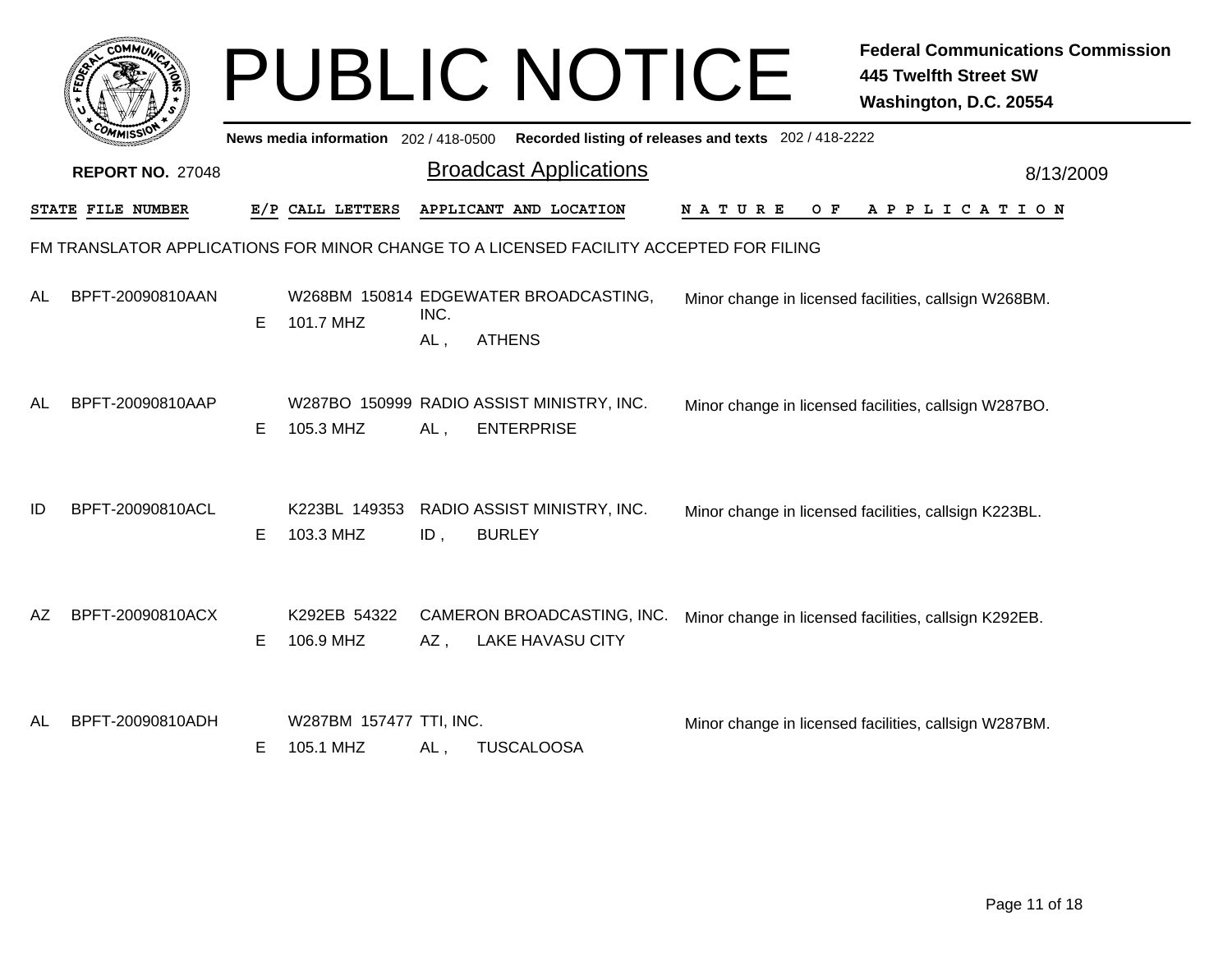# PUBLIC NOTICE

**Federal Communications Commission**
**445 Twelfth Street SW**
**Washington, D.C. 20554**

News media information 202 / 418-0500 Recorded listing of releases and texts 202 / 418-2222

**REPORT NO. 27048**

## Broadcast Applications

8/13/2009

FM TRANSLATOR APPLICATIONS FOR MINOR CHANGE TO A LICENSED FACILITY ACCEPTED FOR FILING

| STATE | FILE NUMBER | E/P | CALL LETTERS | APPLICANT AND LOCATION | NATURE OF APPLICATION |
|---|---|---|---|---|---|
| AL | BPFT-20090810AAN | E | W268BM 150814<br>101.7 MHZ | EDGEWATER BROADCASTING, INC.<br>AL , ATHENS | Minor change in licensed facilities, callsign W268BM. |
| AL | BPFT-20090810AAP | E | W287BO 150999<br>105.3 MHZ | RADIO ASSIST MINISTRY, INC.<br>AL , ENTERPRISE | Minor change in licensed facilities, callsign W287BO. |
| ID | BPFT-20090810ACL | E | K223BL 149353<br>103.3 MHZ | RADIO ASSIST MINISTRY, INC.<br>ID , BURLEY | Minor change in licensed facilities, callsign K223BL. |
| AZ | BPFT-20090810ACX | E | K292EB 54322<br>106.9 MHZ | CAMERON BROADCASTING, INC.<br>AZ , LAKE HAVASU CITY | Minor change in licensed facilities, callsign K292EB. |
| AL | BPFT-20090810ADH | E | W287BM 157477<br>105.1 MHZ | TTI, INC.<br>AL , TUSCALOOSA | Minor change in licensed facilities, callsign W287BM. |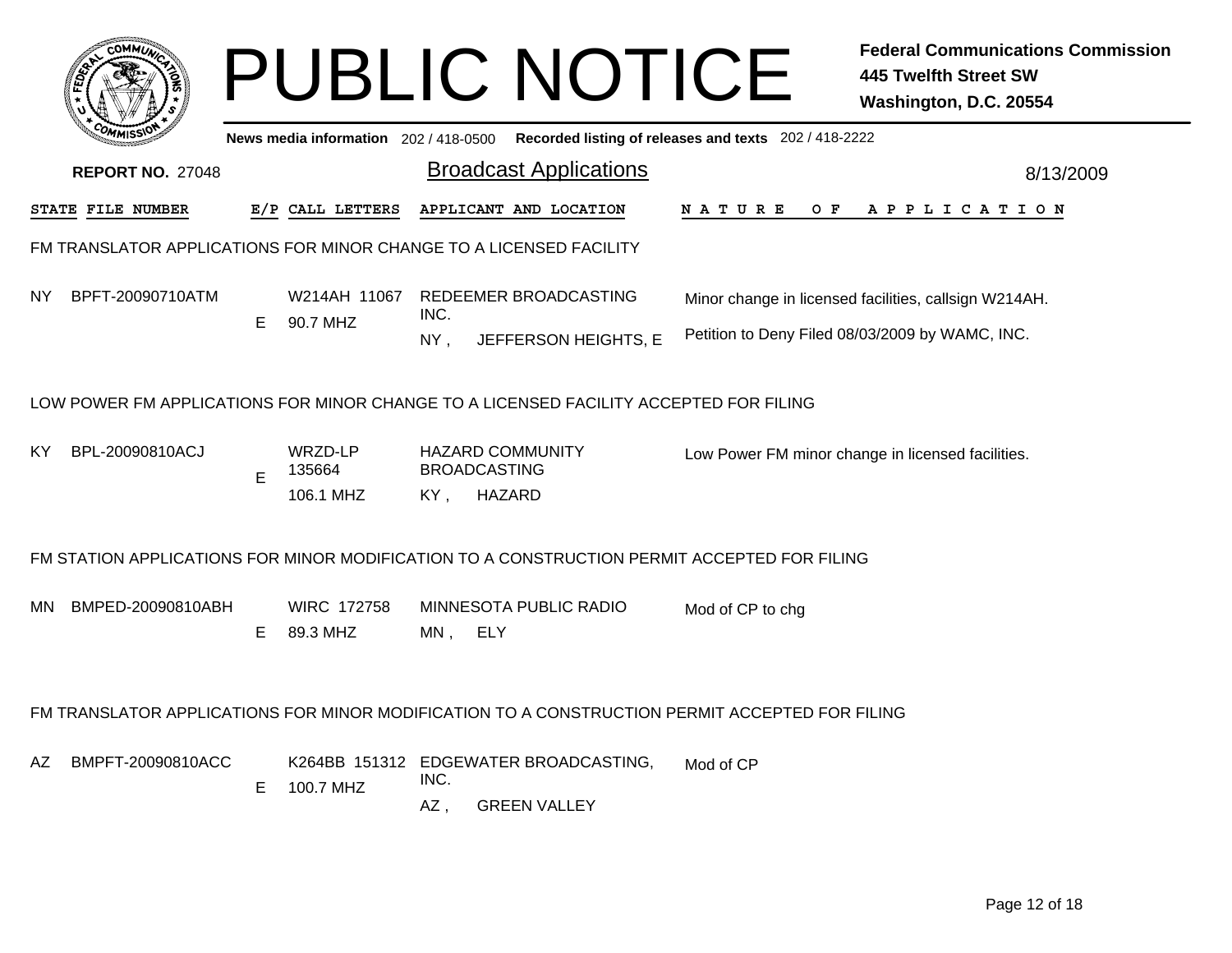# PUBLIC NOTICE

**Federal Communications Commission**
**445 Twelfth Street SW**
**Washington, D.C. 20554**

News media information 202 / 418-0500 Recorded listing of releases and texts 202 / 418-2222

**REPORT NO.** 27048

## Broadcast Applications

8/13/2009

| STATE | FILE NUMBER | E/P | CALL LETTERS | APPLICANT AND LOCATION | NATURE OF APPLICATION |
|---|---|---|---|---|---|

### FM TRANSLATOR APPLICATIONS FOR MINOR CHANGE TO A LICENSED FACILITY

| STATE | FILE NUMBER | E/P | CALL LETTERS | APPLICANT AND LOCATION | NATURE OF APPLICATION |
|---|---|---|---|---|---|
| NY | BPFT-20090710ATM | E | W214AH 11067<br>90.7 MHZ | REDEEMER BROADCASTING INC.<br>NY , JEFFERSON HEIGHTS, E | Minor change in licensed facilities, callsign W214AH.<br>Petition to Deny Filed 08/03/2009 by WAMC, INC. |

### LOW POWER FM APPLICATIONS FOR MINOR CHANGE TO A LICENSED FACILITY ACCEPTED FOR FILING

| STATE | FILE NUMBER | E/P | CALL LETTERS | APPLICANT AND LOCATION | NATURE OF APPLICATION |
|---|---|---|---|---|---|
| KY | BPL-20090810ACJ | E | WRZD-LP 135664<br>106.1 MHZ | HAZARD COMMUNITY BROADCASTING<br>KY , HAZARD | Low Power FM minor change in licensed facilities. |

### FM STATION APPLICATIONS FOR MINOR MODIFICATION TO A CONSTRUCTION PERMIT ACCEPTED FOR FILING

| STATE | FILE NUMBER | E/P | CALL LETTERS | APPLICANT AND LOCATION | NATURE OF APPLICATION |
|---|---|---|---|---|---|
| MN | BMPED-20090810ABH | E | WIRC 172758<br>89.3 MHZ | MINNESOTA PUBLIC RADIO<br>MN , ELY | Mod of CP to chg |

### FM TRANSLATOR APPLICATIONS FOR MINOR MODIFICATION TO A CONSTRUCTION PERMIT ACCEPTED FOR FILING

| STATE | FILE NUMBER | E/P | CALL LETTERS | APPLICANT AND LOCATION | NATURE OF APPLICATION |
|---|---|---|---|---|---|
| AZ | BMPFT-20090810ACC | E | K264BB 151312<br>100.7 MHZ | EDGEWATER BROADCASTING, INC.<br>AZ , GREEN VALLEY | Mod of CP |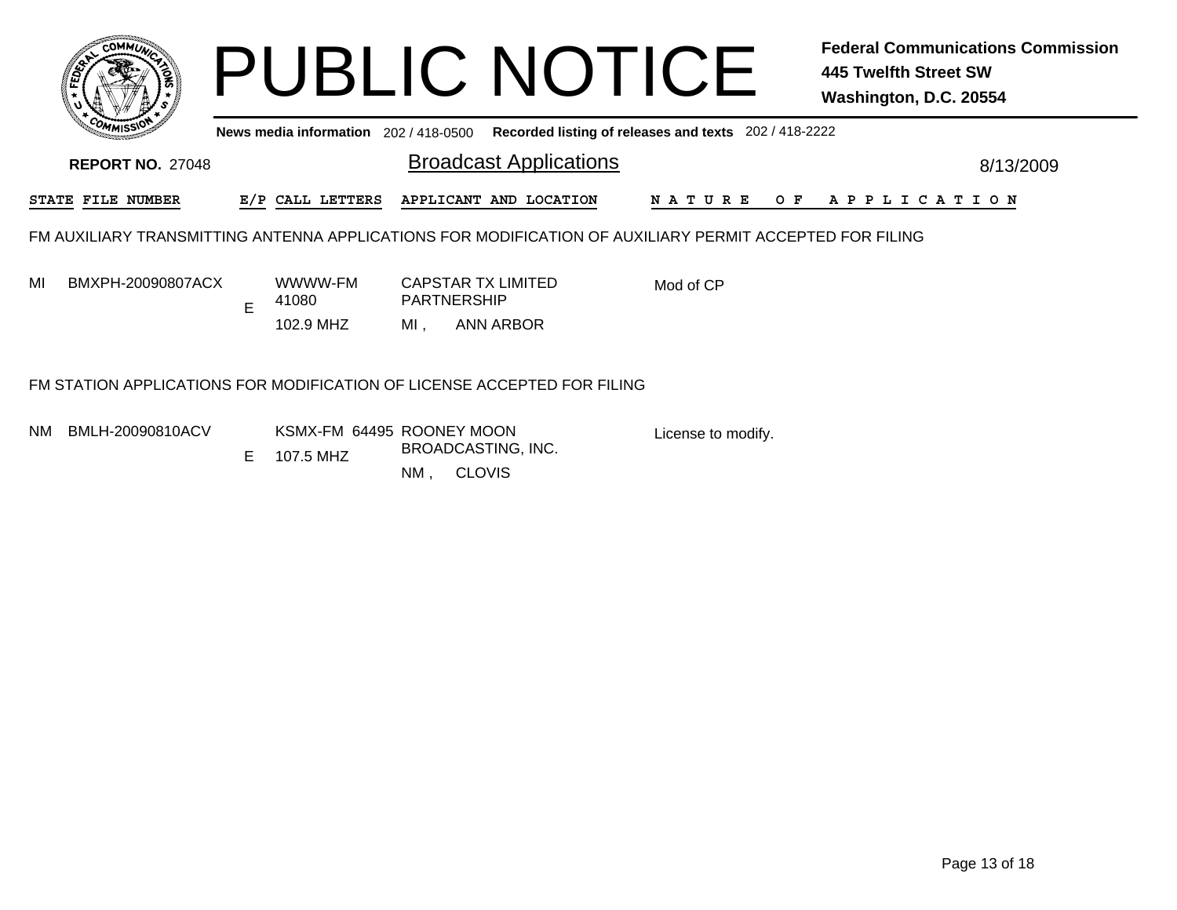# PUBLIC NOTICE

**Federal Communications Commission**
**445 Twelfth Street SW**
**Washington, D.C. 20554**

**News media information** 202 / 418-0500 **Recorded listing of releases and texts** 202 / 418-2222

**REPORT NO.** 27048

## Broadcast Applications

8/13/2009

| STATE | FILE NUMBER | E/P | CALL LETTERS | APPLICANT AND LOCATION | NATURE OF APPLICATION |
|---|---|---|---|---|---|

### FM AUXILIARY TRANSMITTING ANTENNA APPLICATIONS FOR MODIFICATION OF AUXILIARY PERMIT ACCEPTED FOR FILING

| STATE | FILE NUMBER | E/P | CALL LETTERS | APPLICANT AND LOCATION | NATURE OF APPLICATION |
|---|---|---|---|---|---|
| MI | BMXPH-20090807ACX | E | WWWW-FM 41080 102.9 MHZ | CAPSTAR TX LIMITED PARTNERSHIP MI , ANN ARBOR | Mod of CP |

### FM STATION APPLICATIONS FOR MODIFICATION OF LICENSE ACCEPTED FOR FILING

| STATE | FILE NUMBER | E/P | CALL LETTERS | APPLICANT AND LOCATION | NATURE OF APPLICATION |
|---|---|---|---|---|---|
| NM | BMLH-20090810ACV | E | KSMX-FM 64495 107.5 MHZ | ROONEY MOON BROADCASTING, INC. NM , CLOVIS | License to modify. |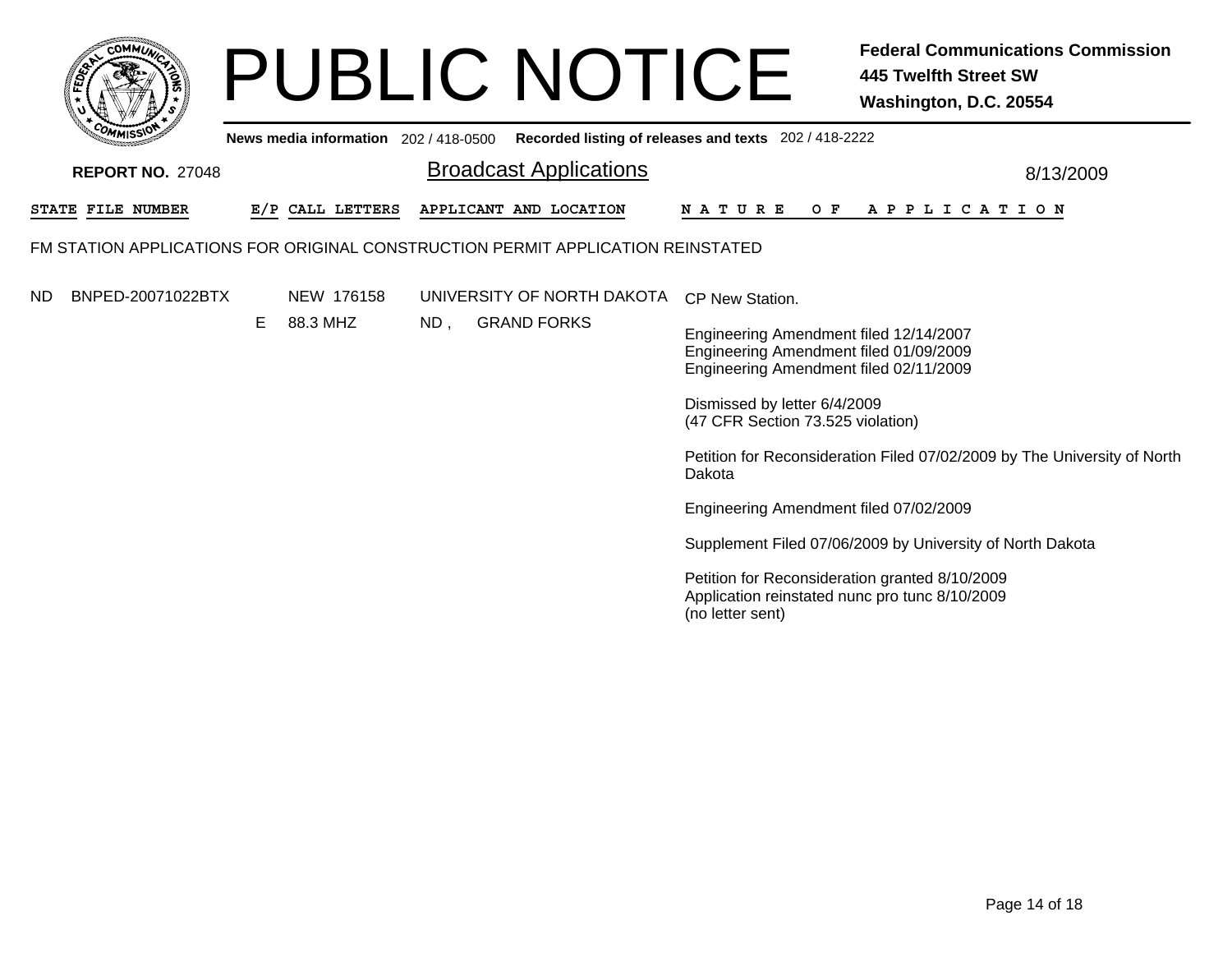# PUBLIC NOTICE

**Federal Communications Commission**
**445 Twelfth Street SW**
**Washington, D.C. 20554**

**News media information** 202 / 418-0500 **Recorded listing of releases and texts** 202 / 418-2222

**REPORT NO.** 27048

## Broadcast Applications

8/13/2009

| STATE | FILE NUMBER | E/P | CALL LETTERS | APPLICANT AND LOCATION | NATURE OF APPLICATION |
|---|---|---|---|---|---|

FM STATION APPLICATIONS FOR ORIGINAL CONSTRUCTION PERMIT APPLICATION REINSTATED

| STATE | FILE NUMBER | E/P | CALL LETTERS | APPLICANT AND LOCATION | NATURE OF APPLICATION |
|---|---|---|---|---|---|
| ND | BNPED-20071022BTX | E | NEW 176158<br>88.3 MHZ | UNIVERSITY OF NORTH DAKOTA<br>ND , GRAND FORKS | CP New Station.<br><br>Engineering Amendment filed 12/14/2007<br>Engineering Amendment filed 01/09/2009<br>Engineering Amendment filed 02/11/2009<br><br>Dismissed by letter 6/4/2009<br>(47 CFR Section 73.525 violation)<br><br>Petition for Reconsideration Filed 07/02/2009 by The University of North Dakota<br><br>Engineering Amendment filed 07/02/2009<br><br>Supplement Filed 07/06/2009 by University of North Dakota<br><br>Petition for Reconsideration granted 8/10/2009<br>Application reinstated nunc pro tunc 8/10/2009<br>(no letter sent) |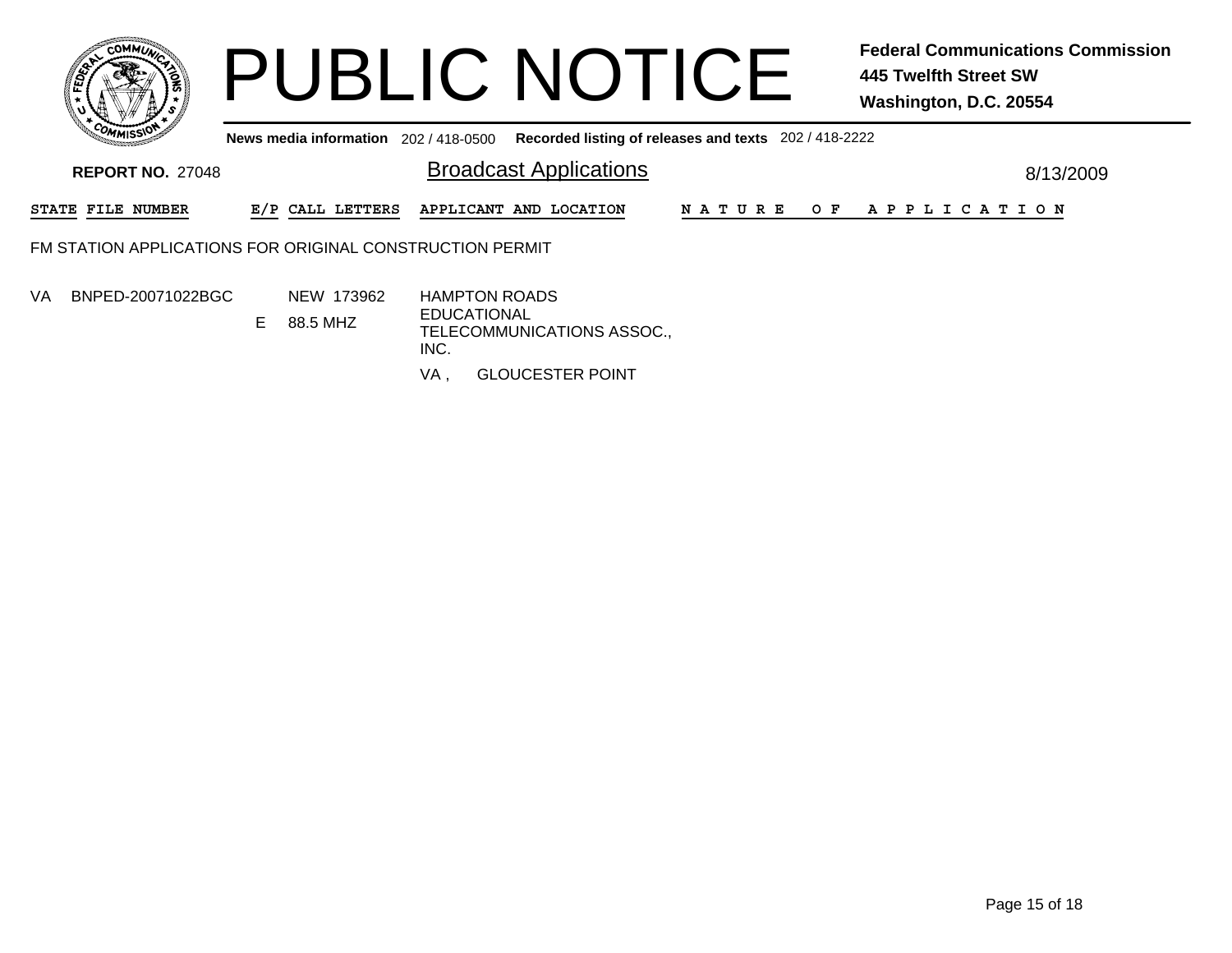# PUBLIC NOTICE

**Federal Communications Commission**
**445 Twelfth Street SW**
**Washington, D.C. 20554**

**News media information** 202 / 418-0500 **Recorded listing of releases and texts** 202 / 418-2222

**REPORT NO.** 27048

## Broadcast Applications

8/13/2009

| STATE | FILE NUMBER | E/P | CALL LETTERS | APPLICANT AND LOCATION | NATURE OF APPLICATION |
|---|---|---|---|---|---|

FM STATION APPLICATIONS FOR ORIGINAL CONSTRUCTION PERMIT

| STATE | FILE NUMBER | E/P | CALL LETTERS | APPLICANT AND LOCATION | NATURE OF APPLICATION |
|---|---|---|---|---|---|
| VA | BNPED-20071022BGC | E | NEW 173962<br>88.5 MHZ | HAMPTON ROADS EDUCATIONAL TELECOMMUNICATIONS ASSOC., INC.<br>VA , GLOUCESTER POINT | |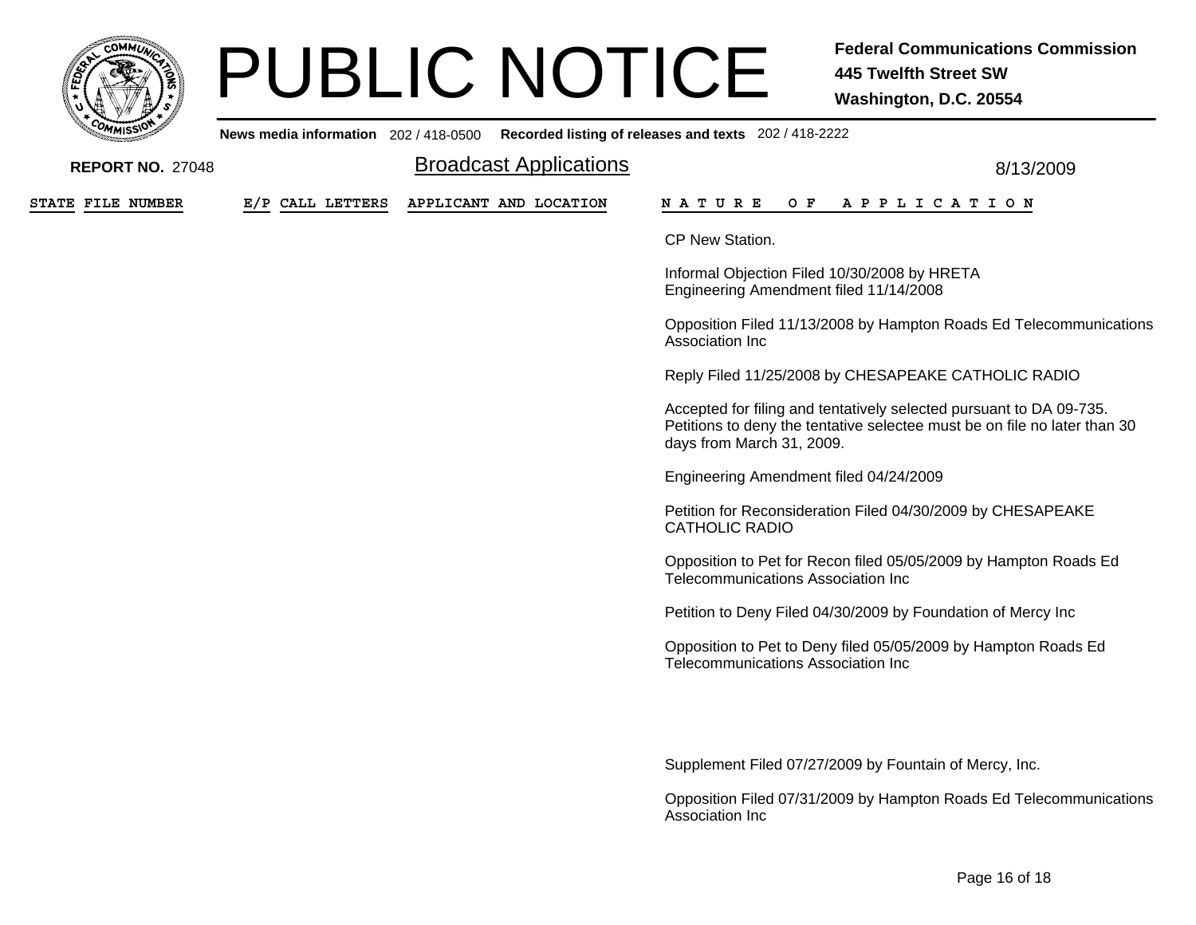# PUBLIC NOTICE

**Federal Communications Commission**
**445 Twelfth Street SW**
**Washington, D.C. 20554**

**News media information** 202 / 418-0500 **Recorded listing of releases and texts** 202 / 418-2222

**REPORT NO.** 27048

## Broadcast Applications

8/13/2009

| STATE | FILE NUMBER | E/P | CALL LETTERS | APPLICANT AND LOCATION | NATURE OF APPLICATION |
|---|---|---|---|---|---|

CP New Station.

Informal Objection Filed 10/30/2008 by HRETA
Engineering Amendment filed 11/14/2008

Opposition Filed 11/13/2008 by Hampton Roads Ed Telecommunications Association Inc

Reply Filed 11/25/2008 by CHESAPEAKE CATHOLIC RADIO

Accepted for filing and tentatively selected pursuant to DA 09-735. Petitions to deny the tentative selectee must be on file no later than 30 days from March 31, 2009.

Engineering Amendment filed 04/24/2009

Petition for Reconsideration Filed 04/30/2009 by CHESAPEAKE CATHOLIC RADIO

Opposition to Pet for Recon filed 05/05/2009 by Hampton Roads Ed Telecommunications Association Inc

Petition to Deny Filed 04/30/2009 by Foundation of Mercy Inc

Opposition to Pet to Deny filed 05/05/2009 by Hampton Roads Ed Telecommunications Association Inc

Supplement Filed 07/27/2009 by Fountain of Mercy, Inc.

Opposition Filed 07/31/2009 by Hampton Roads Ed Telecommunications Association Inc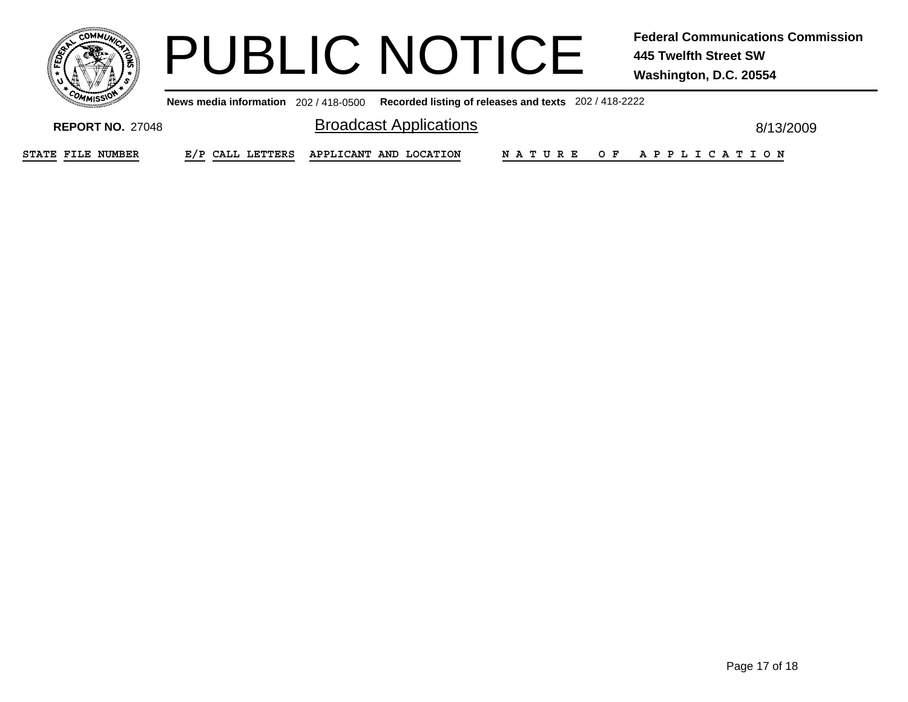# PUBLIC NOTICE

**Federal Communications Commission**
**445 Twelfth Street SW**
**Washington, D.C. 20554**

**News media information** 202 / 418-0500 **Recorded listing of releases and texts** 202 / 418-2222

**REPORT NO.** 27048

## Broadcast Applications

8/13/2009

| STATE | FILE NUMBER | E/P | CALL LETTERS | APPLICANT AND LOCATION | NATURE OF APPLICATION |
|---|---|---|---|---|---|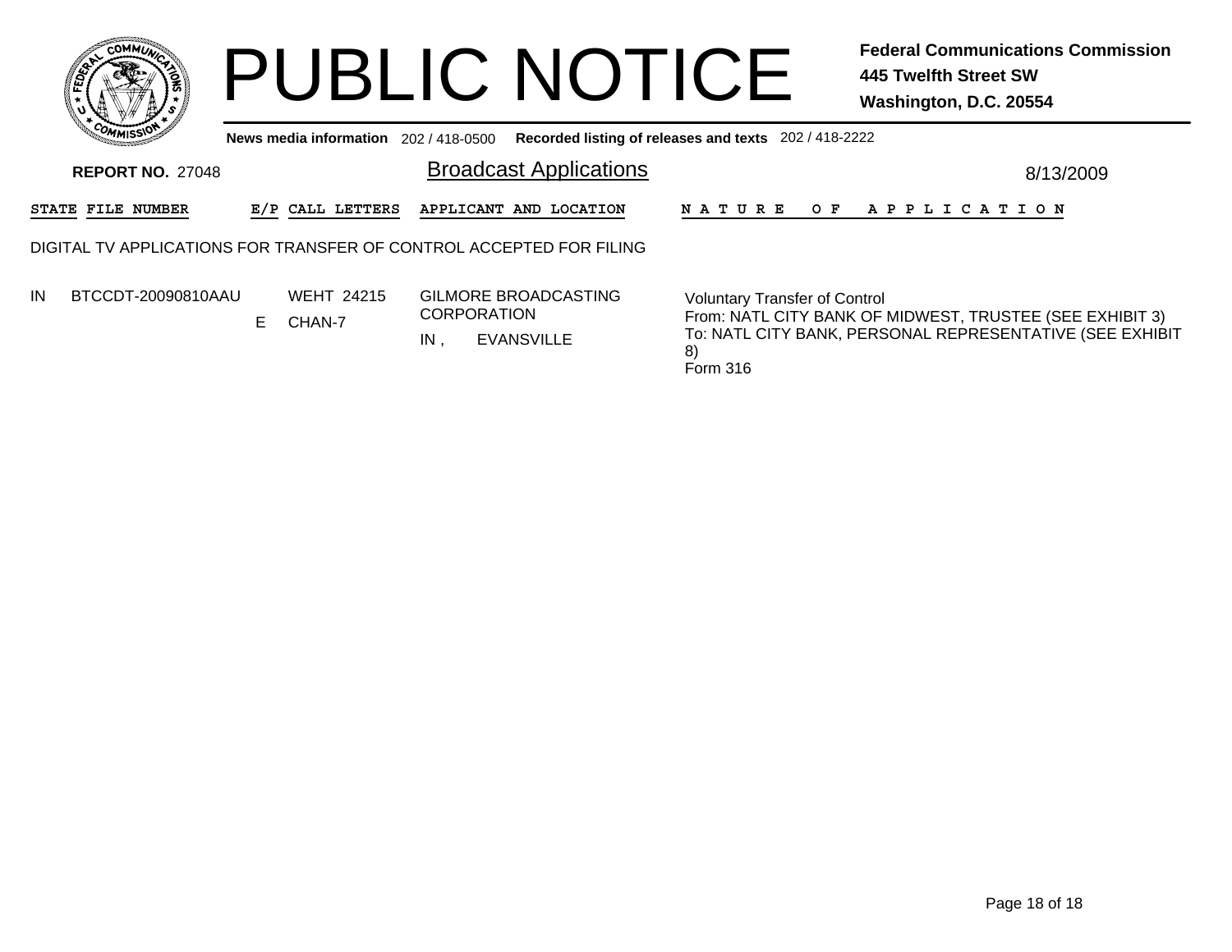# PUBLIC NOTICE

**Federal Communications Commission**
**445 Twelfth Street SW**
**Washington, D.C. 20554**

**News media information** 202 / 418-0500 **Recorded listing of releases and texts** 202 / 418-2222

**REPORT NO.** 27048

## Broadcast Applications

8/13/2009

| STATE | FILE NUMBER | E/P | CALL LETTERS | APPLICANT AND LOCATION | NATURE OF APPLICATION |
|---|---|---|---|---|---|

DIGITAL TV APPLICATIONS FOR TRANSFER OF CONTROL ACCEPTED FOR FILING

| STATE | FILE NUMBER | E/P | CALL LETTERS | APPLICANT AND LOCATION | NATURE OF APPLICATION |
|---|---|---|---|---|---|
| IN | BTCCDT-20090810AAU | E | WEHT 24215 CHAN-7 | GILMORE BROADCASTING CORPORATION IN , EVANSVILLE | Voluntary Transfer of Control From: NATL CITY BANK OF MIDWEST, TRUSTEE (SEE EXHIBIT 3) To: NATL CITY BANK, PERSONAL REPRESENTATIVE (SEE EXHIBIT 8) Form 316 |